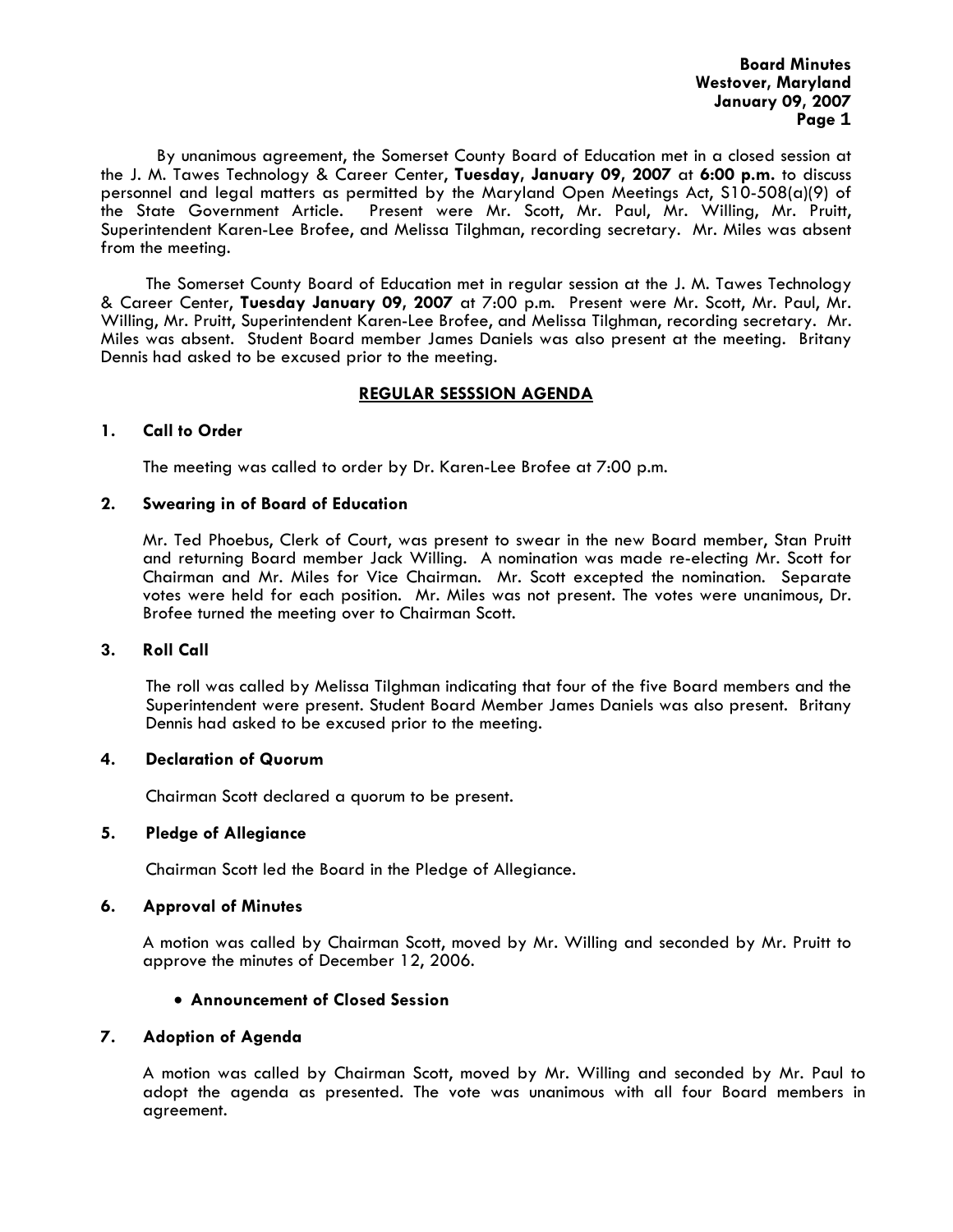By unanimous agreement, the Somerset County Board of Education met in a closed session at the J. M. Tawes Technology & Career Center, **Tuesday, January 09, 2007** at **6:00 p.m.** to discuss personnel and legal matters as permitted by the Maryland Open Meetings Act, S10-508(a)(9) of the State Government Article. Present were Mr. Scott, Mr. Paul, Mr. Willing, Mr. Pruitt, Superintendent Karen-Lee Brofee, and Melissa Tilghman, recording secretary. Mr. Miles was absent from the meeting.

The Somerset County Board of Education met in regular session at the J. M. Tawes Technology & Career Center, **Tuesday January 09, 2007** at 7:00 p.m. Present were Mr. Scott, Mr. Paul, Mr. Willing, Mr. Pruitt, Superintendent Karen-Lee Brofee, and Melissa Tilghman, recording secretary. Mr. Miles was absent. Student Board member James Daniels was also present at the meeting. Britany Dennis had asked to be excused prior to the meeting.

## REGULAR SESSSION AGENDA

### 1. Call to Order

The meeting was called to order by Dr. Karen-Lee Brofee at 7:00 p.m.

### 2. Swearing in of Board of Education

Mr. Ted Phoebus, Clerk of Court, was present to swear in the new Board member, Stan Pruitt and returning Board member Jack Willing. A nomination was made re-electing Mr. Scott for Chairman and Mr. Miles for Vice Chairman. Mr. Scott excepted the nomination. Separate votes were held for each position. Mr. Miles was not present. The votes were unanimous, Dr. Brofee turned the meeting over to Chairman Scott.

### 3. Roll Call

The roll was called by Melissa Tilghman indicating that four of the five Board members and the Superintendent were present. Student Board Member James Daniels was also present. Britany Dennis had asked to be excused prior to the meeting.

### 4. Declaration of Quorum

Chairman Scott declared a quorum to be present.

### 5. Pledge of Allegiance

Chairman Scott led the Board in the Pledge of Allegiance.

### 6. Approval of Minutes

A motion was called by Chairman Scott, moved by Mr. Willing and seconded by Mr. Pruitt to approve the minutes of December 12, 2006.

- **Announcement of Closed Session**

### 7. Adoption of Agenda

A motion was called by Chairman Scott, moved by Mr. Willing and seconded by Mr. Paul to adopt the agenda as presented. The vote was unanimous with all four Board members in agreement.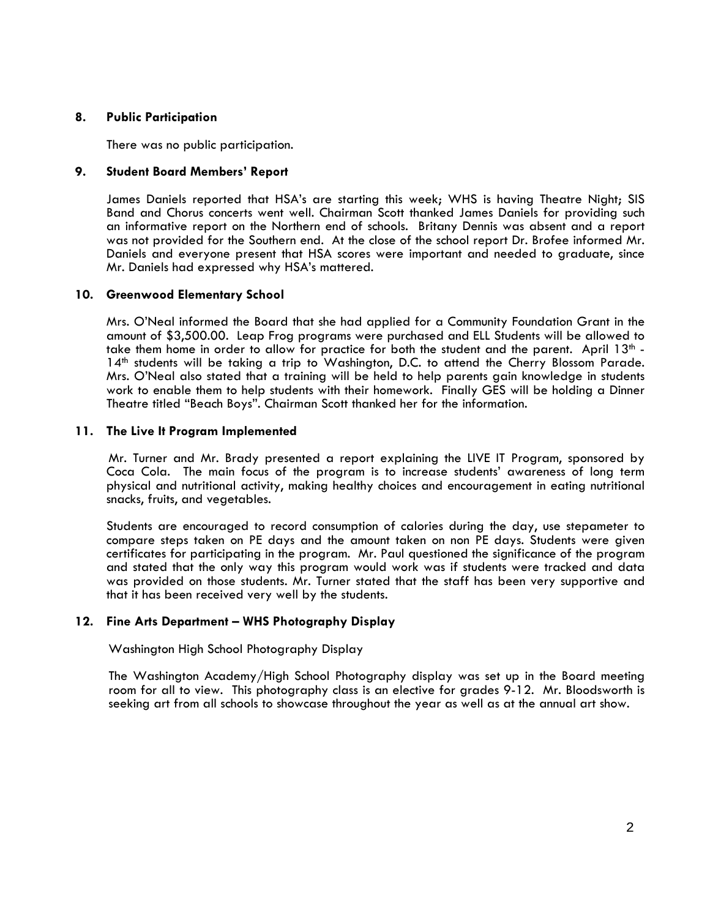**8. Public Participation**

There was no public participation.

**9. Student Board Members' Report**

James Daniels reported that HSA's are starting this week; WHS is having Theatre Night; SIS Band and Chorus concerts went well. Chairman Scott thanked James Daniels for providing such an informative report on the Northern end of schools. Britany Dennis was absent and a report was not provided for the Southern end. At the close of the school report Dr. Brofee informed Mr. Daniels and everyone present that HSA scores were important and needed to graduate, since Mr. Daniels had expressed why HSA's mattered.

**10. Greenwood Elementary School**

Mrs. O'Neal informed the Board that she had applied for a Community Foundation Grant in the amount of $3,500.00. Leap Frog programs were purchased and ELL Students will be allowed to take them home in order to allow for practice for both the student and the parent. April 13th - 14th students will be taking a trip to Washington, D.C. to attend the Cherry Blossom Parade. Mrs. O'Neal also stated that a training will be held to help parents gain knowledge in students work to enable them to help students with their homework. Finally GES will be holding a Dinner Theatre titled "Beach Boys". Chairman Scott thanked her for the information.

**11. The Live It Program Implemented**

Mr. Turner and Mr. Brady presented a report explaining the LIVE IT Program, sponsored by Coca Cola. The main focus of the program is to increase students' awareness of long term physical and nutritional activity, making healthy choices and encouragement in eating nutritional snacks, fruits, and vegetables.

Students are encouraged to record consumption of calories during the day, use stepameter to compare steps taken on PE days and the amount taken on non PE days. Students were given certificates for participating in the program. Mr. Paul questioned the significance of the program and stated that the only way this program would work was if students were tracked and data was provided on those students. Mr. Turner stated that the staff has been very supportive and that it has been received very well by the students.

**12. Fine Arts Department – WHS Photography Display**

Washington High School Photography Display

The Washington Academy/High School Photography display was set up in the Board meeting room for all to view. This photography class is an elective for grades 9-12. Mr. Bloodsworth is seeking art from all schools to showcase throughout the year as well as at the annual art show.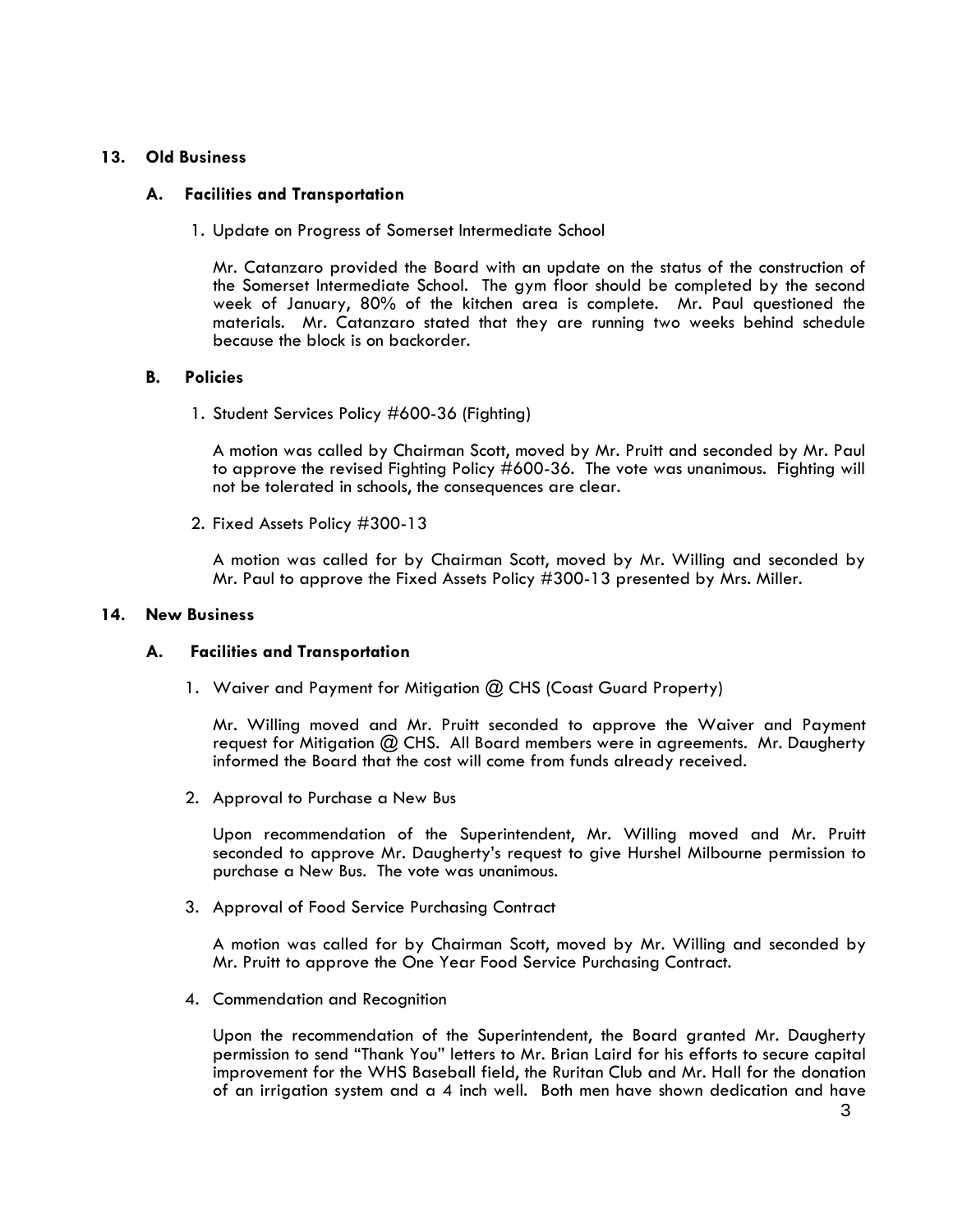## 13. Old Business

### A. Facilities and Transportation

1. Update on Progress of Somerset Intermediate School

   Mr. Catanzaro provided the Board with an update on the status of the construction of the Somerset Intermediate School. The gym floor should be completed by the second week of January, 80% of the kitchen area is complete. Mr. Paul questioned the materials. Mr. Catanzaro stated that they are running two weeks behind schedule because the block is on backorder.

### B. Policies

1. Student Services Policy #600-36 (Fighting)

   A motion was called by Chairman Scott, moved by Mr. Pruitt and seconded by Mr. Paul to approve the revised Fighting Policy #600-36. The vote was unanimous. Fighting will not be tolerated in schools, the consequences are clear.

2. Fixed Assets Policy #300-13

   A motion was called for by Chairman Scott, moved by Mr. Willing and seconded by Mr. Paul to approve the Fixed Assets Policy #300-13 presented by Mrs. Miller.

## 14. New Business

### A. Facilities and Transportation

1. Waiver and Payment for Mitigation @ CHS (Coast Guard Property)

   Mr. Willing moved and Mr. Pruitt seconded to approve the Waiver and Payment request for Mitigation @ CHS. All Board members were in agreements. Mr. Daugherty informed the Board that the cost will come from funds already received.

2. Approval to Purchase a New Bus

   Upon recommendation of the Superintendent, Mr. Willing moved and Mr. Pruitt seconded to approve Mr. Daugherty's request to give Hurshel Milbourne permission to purchase a New Bus. The vote was unanimous.

3. Approval of Food Service Purchasing Contract

   A motion was called for by Chairman Scott, moved by Mr. Willing and seconded by Mr. Pruitt to approve the One Year Food Service Purchasing Contract.

4. Commendation and Recognition

   Upon the recommendation of the Superintendent, the Board granted Mr. Daugherty permission to send "Thank You" letters to Mr. Brian Laird for his efforts to secure capital improvement for the WHS Baseball field, the Ruritan Club and Mr. Hall for the donation of an irrigation system and a 4 inch well. Both men have shown dedication and have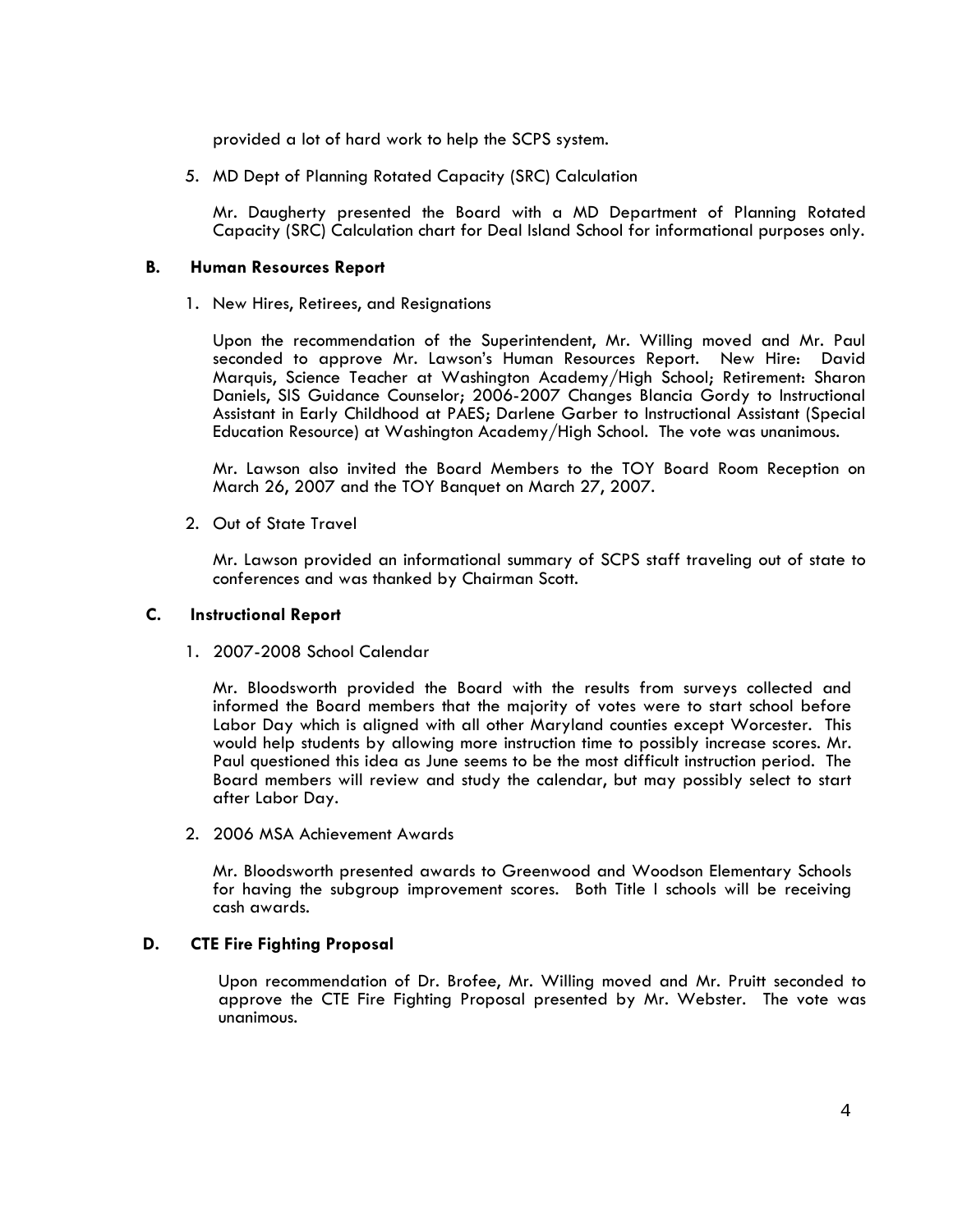provided a lot of hard work to help the SCPS system.

5. MD Dept of Planning Rotated Capacity (SRC) Calculation

   Mr. Daugherty presented the Board with a MD Department of Planning Rotated Capacity (SRC) Calculation chart for Deal Island School for informational purposes only.

### B. Human Resources Report

1. New Hires, Retirees, and Resignations

   Upon the recommendation of the Superintendent, Mr. Willing moved and Mr. Paul seconded to approve Mr. Lawson's Human Resources Report. New Hire: David Marquis, Science Teacher at Washington Academy/High School; Retirement: Sharon Daniels, SIS Guidance Counselor; 2006-2007 Changes Blancia Gordy to Instructional Assistant in Early Childhood at PAES; Darlene Garber to Instructional Assistant (Special Education Resource) at Washington Academy/High School. The vote was unanimous.

   Mr. Lawson also invited the Board Members to the TOY Board Room Reception on March 26, 2007 and the TOY Banquet on March 27, 2007.

2. Out of State Travel

   Mr. Lawson provided an informational summary of SCPS staff traveling out of state to conferences and was thanked by Chairman Scott.

### C. Instructional Report

1. 2007-2008 School Calendar

   Mr. Bloodsworth provided the Board with the results from surveys collected and informed the Board members that the majority of votes were to start school before Labor Day which is aligned with all other Maryland counties except Worcester. This would help students by allowing more instruction time to possibly increase scores. Mr. Paul questioned this idea as June seems to be the most difficult instruction period. The Board members will review and study the calendar, but may possibly select to start after Labor Day.

2. 2006 MSA Achievement Awards

   Mr. Bloodsworth presented awards to Greenwood and Woodson Elementary Schools for having the subgroup improvement scores. Both Title I schools will be receiving cash awards.

### D. CTE Fire Fighting Proposal

Upon recommendation of Dr. Brofee, Mr. Willing moved and Mr. Pruitt seconded to approve the CTE Fire Fighting Proposal presented by Mr. Webster. The vote was unanimous.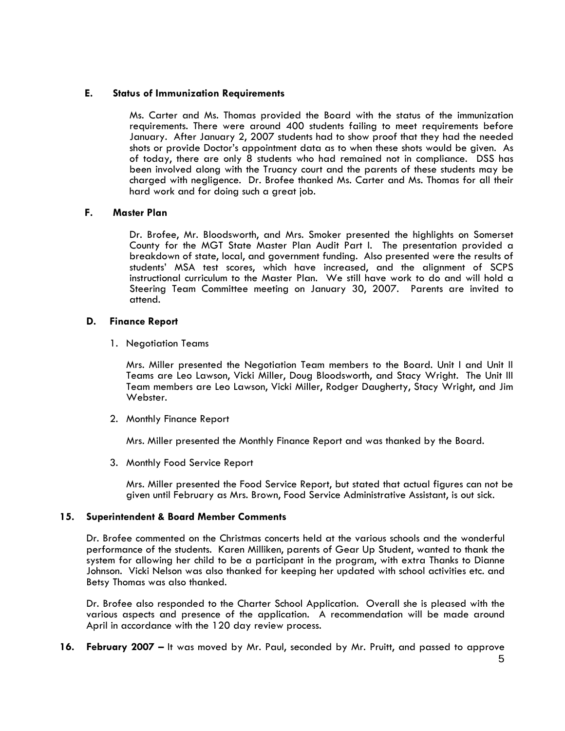### E. Status of Immunization Requirements

Ms. Carter and Ms. Thomas provided the Board with the status of the immunization requirements. There were around 400 students failing to meet requirements before January. After January 2, 2007 students had to show proof that they had the needed shots or provide Doctor's appointment data as to when these shots would be given. As of today, there are only 8 students who had remained not in compliance. DSS has been involved along with the Truancy court and the parents of these students may be charged with negligence. Dr. Brofee thanked Ms. Carter and Ms. Thomas for all their hard work and for doing such a great job.

### F. Master Plan

Dr. Brofee, Mr. Bloodsworth, and Mrs. Smoker presented the highlights on Somerset County for the MGT State Master Plan Audit Part I. The presentation provided a breakdown of state, local, and government funding. Also presented were the results of students' MSA test scores, which have increased, and the alignment of SCPS instructional curriculum to the Master Plan. We still have work to do and will hold a Steering Team Committee meeting on January 30, 2007. Parents are invited to attend.

### D. Finance Report

1. Negotiation Teams

   Mrs. Miller presented the Negotiation Team members to the Board. Unit I and Unit II Teams are Leo Lawson, Vicki Miller, Doug Bloodsworth, and Stacy Wright. The Unit III Team members are Leo Lawson, Vicki Miller, Rodger Daugherty, Stacy Wright, and Jim Webster.

2. Monthly Finance Report

   Mrs. Miller presented the Monthly Finance Report and was thanked by the Board.

3. Monthly Food Service Report

   Mrs. Miller presented the Food Service Report, but stated that actual figures can not be given until February as Mrs. Brown, Food Service Administrative Assistant, is out sick.

### 15. Superintendent & Board Member Comments

Dr. Brofee commented on the Christmas concerts held at the various schools and the wonderful performance of the students. Karen Milliken, parents of Gear Up Student, wanted to thank the system for allowing her child to be a participant in the program, with extra Thanks to Dianne Johnson. Vicki Nelson was also thanked for keeping her updated with school activities etc. and Betsy Thomas was also thanked.

Dr. Brofee also responded to the Charter School Application. Overall she is pleased with the various aspects and presence of the application. A recommendation will be made around April in accordance with the 120 day review process.

**16. February 2007 –** It was moved by Mr. Paul, seconded by Mr. Pruitt, and passed to approve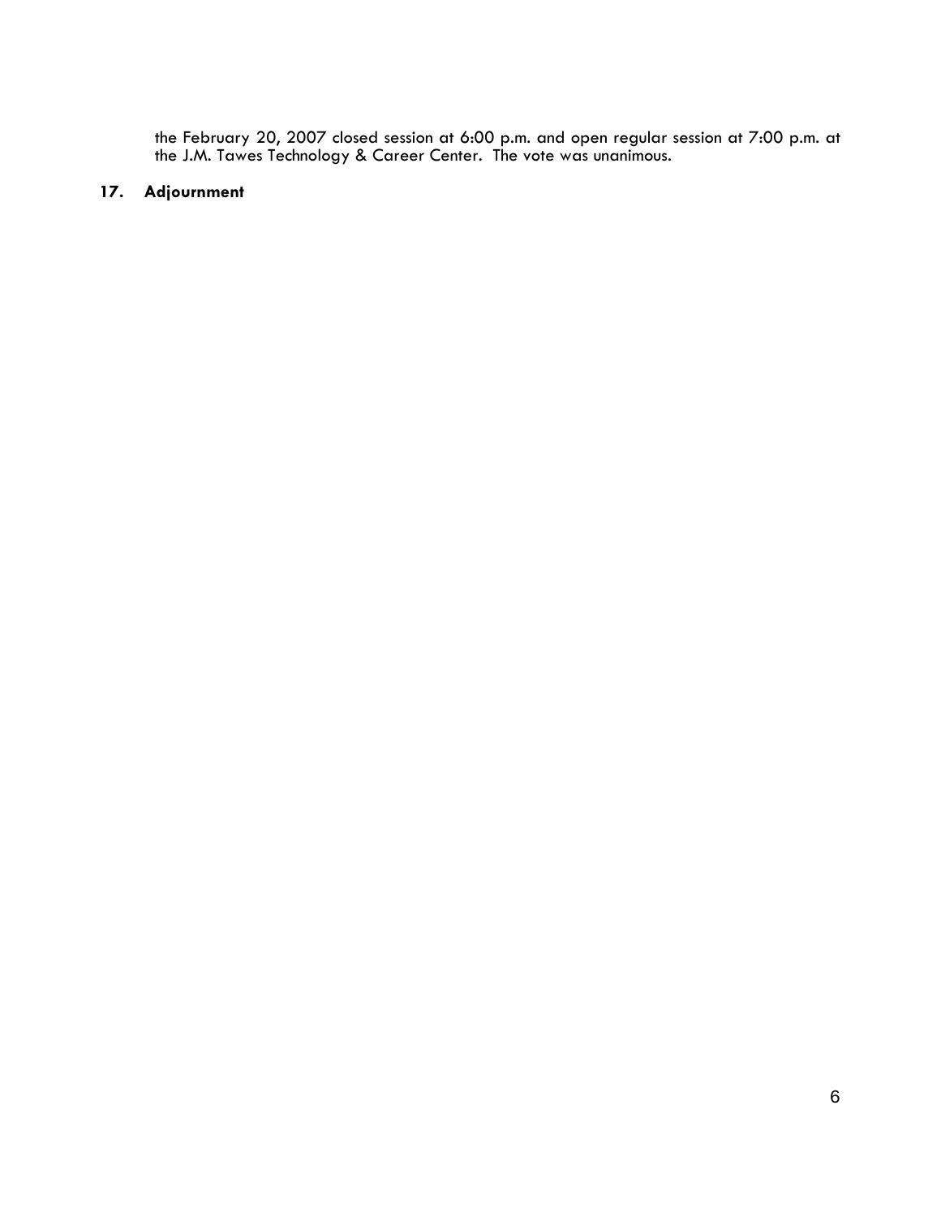the February 20, 2007 closed session at 6:00 p.m. and open regular session at 7:00 p.m. at the J.M. Tawes Technology & Career Center. The vote was unanimous.

## 17. Adjournment